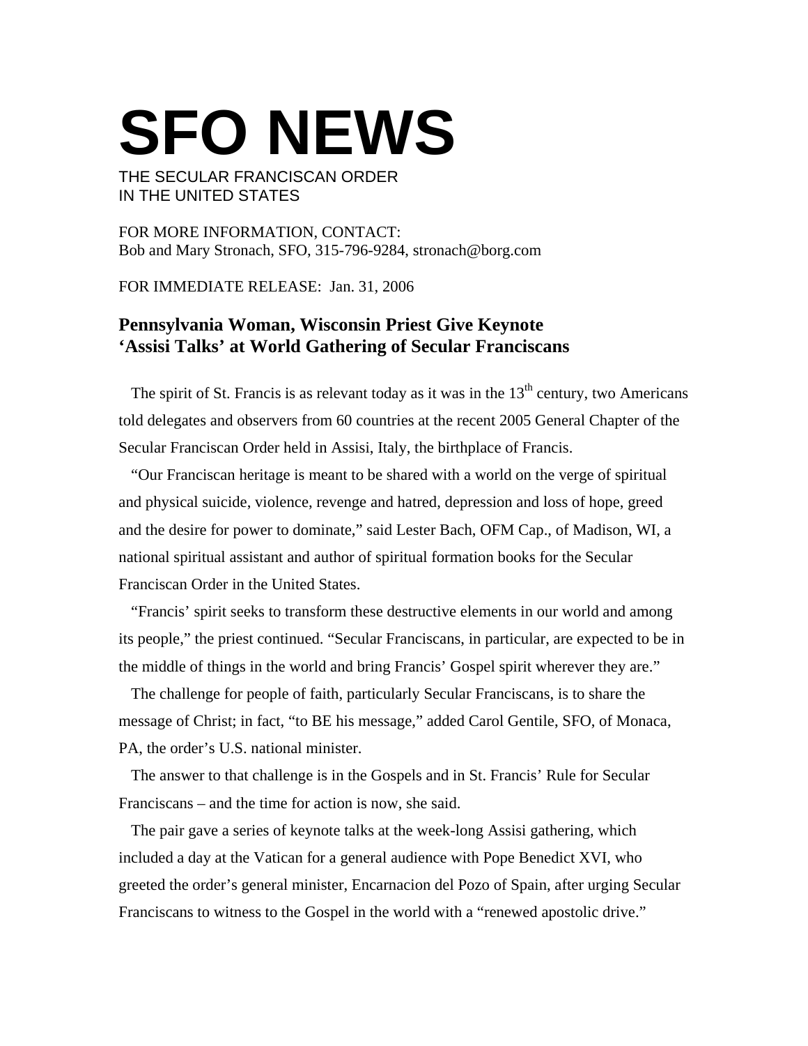# SFO NEWS

THE SECULAR FRANCISCAN ORDER
IN THE UNITED STATES

FOR MORE INFORMATION, CONTACT:
Bob and Mary Stronach, SFO, 315-796-9284, stronach@borg.com

FOR IMMEDIATE RELEASE: Jan. 31, 2006

## Pennsylvania Woman, Wisconsin Priest Give Keynote 'Assisi Talks' at World Gathering of Secular Franciscans

The spirit of St. Francis is as relevant today as it was in the 13th century, two Americans told delegates and observers from 60 countries at the recent 2005 General Chapter of the Secular Franciscan Order held in Assisi, Italy, the birthplace of Francis.

"Our Franciscan heritage is meant to be shared with a world on the verge of spiritual and physical suicide, violence, revenge and hatred, depression and loss of hope, greed and the desire for power to dominate," said Lester Bach, OFM Cap., of Madison, WI, a national spiritual assistant and author of spiritual formation books for the Secular Franciscan Order in the United States.

"Francis' spirit seeks to transform these destructive elements in our world and among its people," the priest continued. "Secular Franciscans, in particular, are expected to be in the middle of things in the world and bring Francis' Gospel spirit wherever they are."

The challenge for people of faith, particularly Secular Franciscans, is to share the message of Christ; in fact, "to BE his message," added Carol Gentile, SFO, of Monaca, PA, the order's U.S. national minister.

The answer to that challenge is in the Gospels and in St. Francis' Rule for Secular Franciscans – and the time for action is now, she said.

The pair gave a series of keynote talks at the week-long Assisi gathering, which included a day at the Vatican for a general audience with Pope Benedict XVI, who greeted the order's general minister, Encarnacion del Pozo of Spain, after urging Secular Franciscans to witness to the Gospel in the world with a "renewed apostolic drive."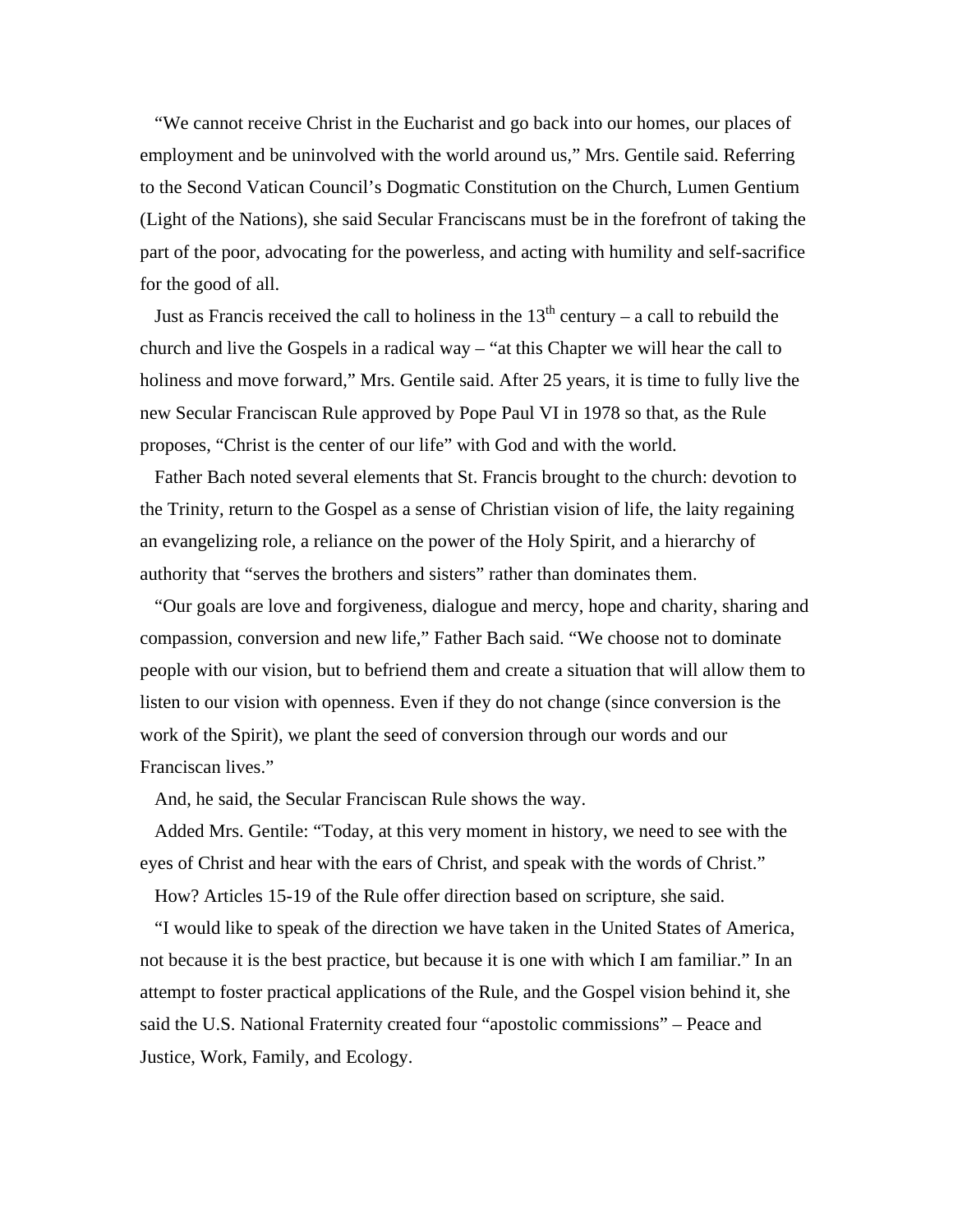"We cannot receive Christ in the Eucharist and go back into our homes, our places of employment and be uninvolved with the world around us," Mrs. Gentile said. Referring to the Second Vatican Council's Dogmatic Constitution on the Church, Lumen Gentium (Light of the Nations), she said Secular Franciscans must be in the forefront of taking the part of the poor, advocating for the powerless, and acting with humility and self-sacrifice for the good of all.

Just as Francis received the call to holiness in the 13th century – a call to rebuild the church and live the Gospels in a radical way – "at this Chapter we will hear the call to holiness and move forward," Mrs. Gentile said. After 25 years, it is time to fully live the new Secular Franciscan Rule approved by Pope Paul VI in 1978 so that, as the Rule proposes, "Christ is the center of our life" with God and with the world.

Father Bach noted several elements that St. Francis brought to the church: devotion to the Trinity, return to the Gospel as a sense of Christian vision of life, the laity regaining an evangelizing role, a reliance on the power of the Holy Spirit, and a hierarchy of authority that "serves the brothers and sisters" rather than dominates them.

"Our goals are love and forgiveness, dialogue and mercy, hope and charity, sharing and compassion, conversion and new life," Father Bach said. "We choose not to dominate people with our vision, but to befriend them and create a situation that will allow them to listen to our vision with openness. Even if they do not change (since conversion is the work of the Spirit), we plant the seed of conversion through our words and our Franciscan lives."

And, he said, the Secular Franciscan Rule shows the way.

Added Mrs. Gentile: "Today, at this very moment in history, we need to see with the eyes of Christ and hear with the ears of Christ, and speak with the words of Christ."

How? Articles 15-19 of the Rule offer direction based on scripture, she said.

"I would like to speak of the direction we have taken in the United States of America, not because it is the best practice, but because it is one with which I am familiar." In an attempt to foster practical applications of the Rule, and the Gospel vision behind it, she said the U.S. National Fraternity created four "apostolic commissions" – Peace and Justice, Work, Family, and Ecology.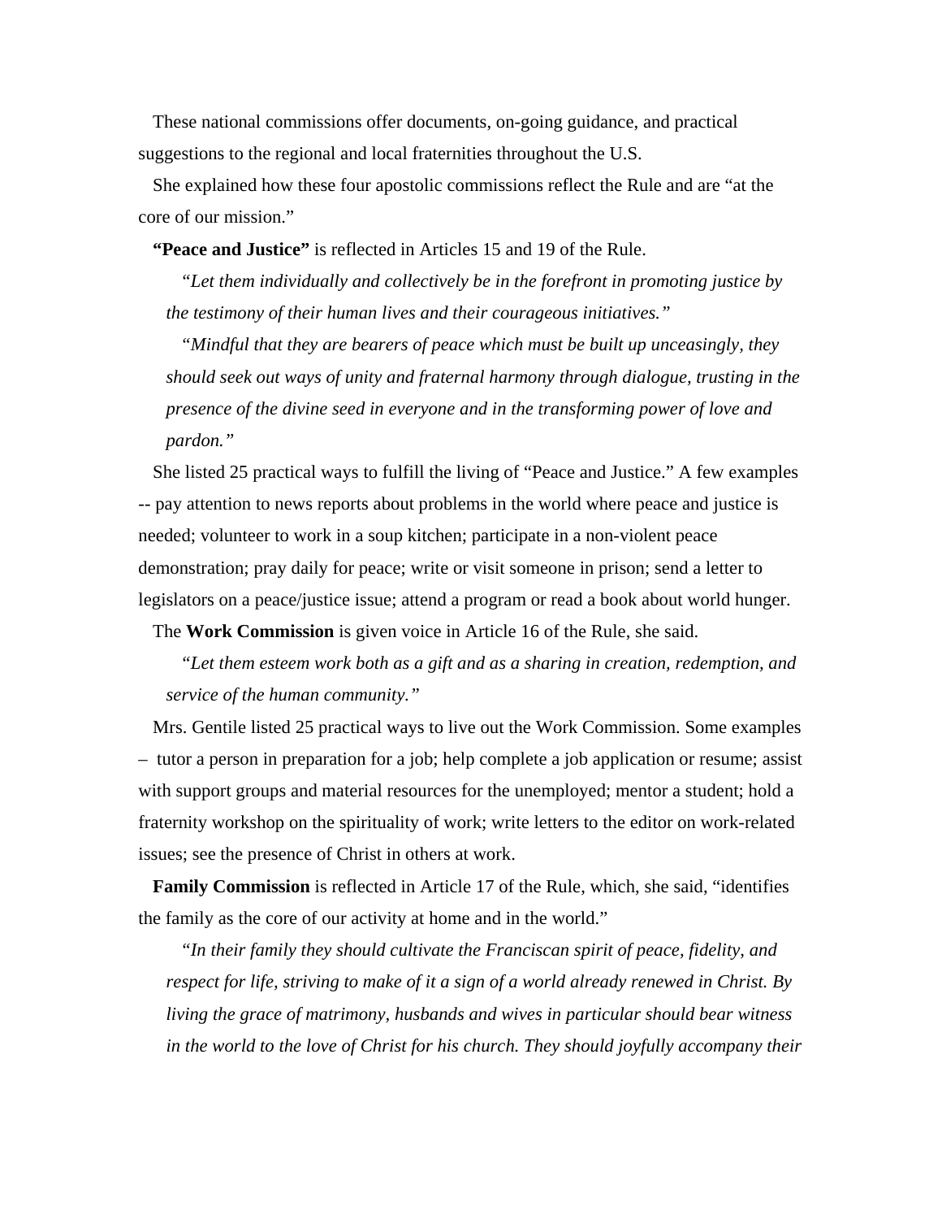These national commissions offer documents, on-going guidance, and practical suggestions to the regional and local fraternities throughout the U.S.

She explained how these four apostolic commissions reflect the Rule and are "at the core of our mission."

**"Peace and Justice"** is reflected in Articles 15 and 19 of the Rule.

> *"Let them individually and collectively be in the forefront in promoting justice by the testimony of their human lives and their courageous initiatives."*
>
> *"Mindful that they are bearers of peace which must be built up unceasingly, they should seek out ways of unity and fraternal harmony through dialogue, trusting in the presence of the divine seed in everyone and in the transforming power of love and pardon."*

She listed 25 practical ways to fulfill the living of "Peace and Justice." A few examples -- pay attention to news reports about problems in the world where peace and justice is needed; volunteer to work in a soup kitchen; participate in a non-violent peace demonstration; pray daily for peace; write or visit someone in prison; send a letter to legislators on a peace/justice issue; attend a program or read a book about world hunger.

The **Work Commission** is given voice in Article 16 of the Rule, she said.

> *"Let them esteem work both as a gift and as a sharing in creation, redemption, and service of the human community."*

Mrs. Gentile listed 25 practical ways to live out the Work Commission. Some examples – tutor a person in preparation for a job; help complete a job application or resume; assist with support groups and material resources for the unemployed; mentor a student; hold a fraternity workshop on the spirituality of work; write letters to the editor on work-related issues; see the presence of Christ in others at work.

**Family Commission** is reflected in Article 17 of the Rule, which, she said, "identifies the family as the core of our activity at home and in the world."

> *"In their family they should cultivate the Franciscan spirit of peace, fidelity, and respect for life, striving to make of it a sign of a world already renewed in Christ. By living the grace of matrimony, husbands and wives in particular should bear witness in the world to the love of Christ for his church. They should joyfully accompany their*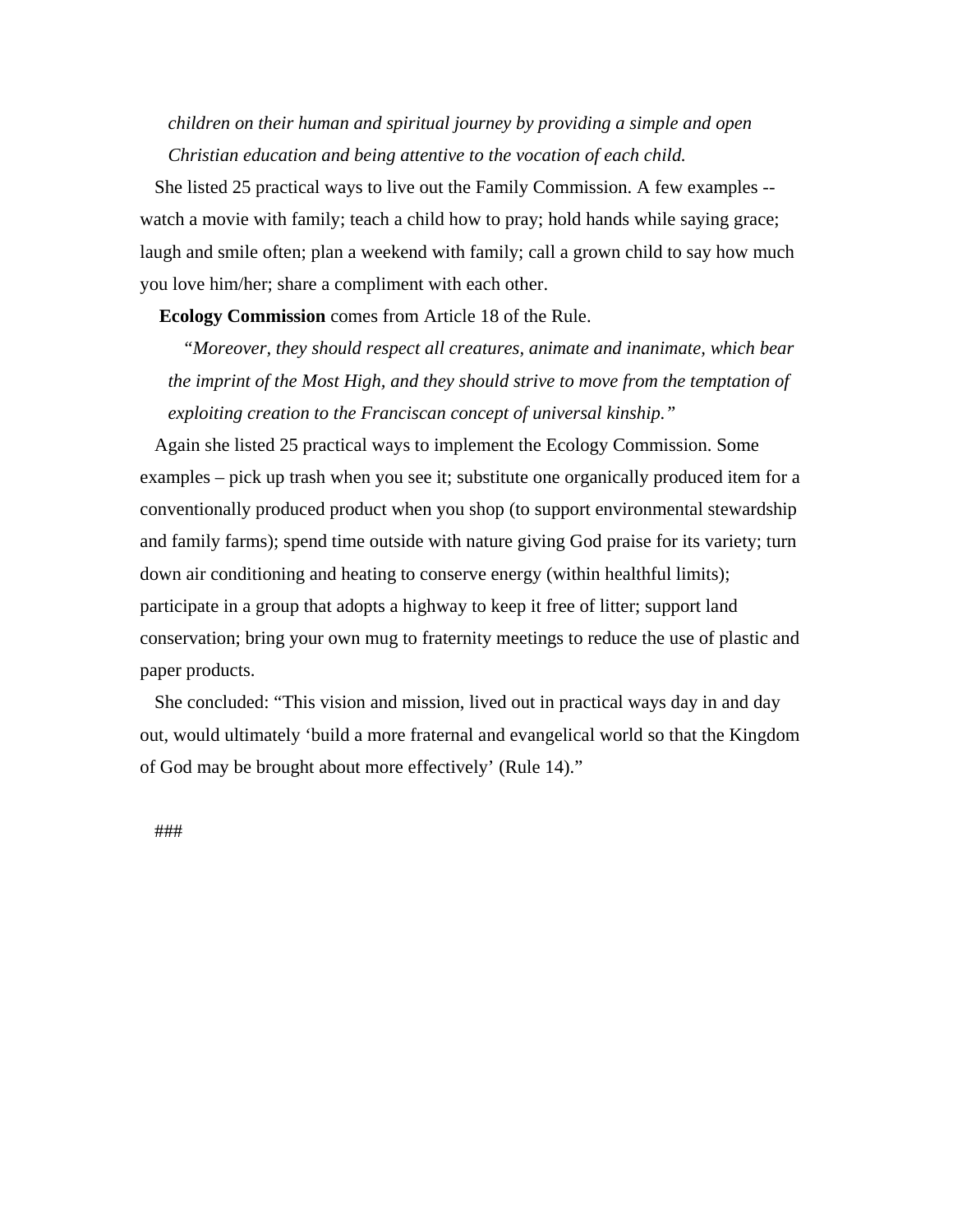*children on their human and spiritual journey by providing a simple and open Christian education and being attentive to the vocation of each child.*

She listed 25 practical ways to live out the Family Commission. A few examples -- watch a movie with family; teach a child how to pray; hold hands while saying grace; laugh and smile often; plan a weekend with family; call a grown child to say how much you love him/her; share a compliment with each other.

**Ecology Commission** comes from Article 18 of the Rule.

> *"Moreover, they should respect all creatures, animate and inanimate, which bear the imprint of the Most High, and they should strive to move from the temptation of exploiting creation to the Franciscan concept of universal kinship."*

Again she listed 25 practical ways to implement the Ecology Commission. Some examples – pick up trash when you see it; substitute one organically produced item for a conventionally produced product when you shop (to support environmental stewardship and family farms); spend time outside with nature giving God praise for its variety; turn down air conditioning and heating to conserve energy (within healthful limits); participate in a group that adopts a highway to keep it free of litter; support land conservation; bring your own mug to fraternity meetings to reduce the use of plastic and paper products.

She concluded: "This vision and mission, lived out in practical ways day in and day out, would ultimately 'build a more fraternal and evangelical world so that the Kingdom of God may be brought about more effectively' (Rule 14)."

###